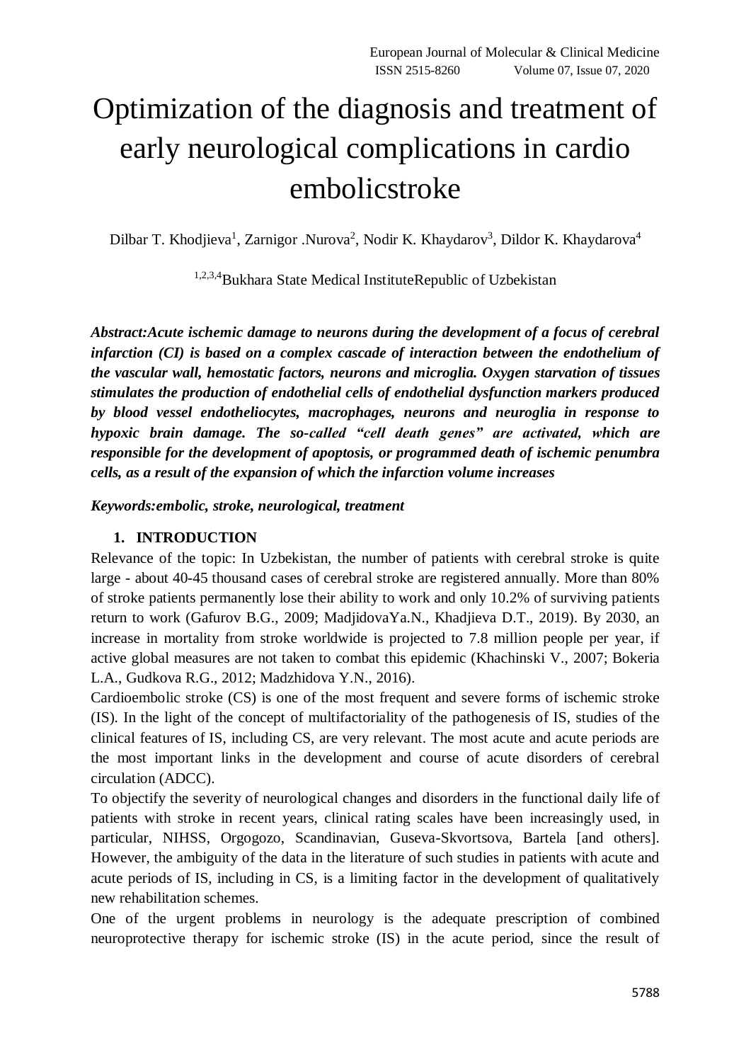# Optimization of the diagnosis and treatment of early neurological complications in cardio embolicstroke

Dilbar T. Khodjieva[1], Zarnigor .Nurova[2], Nodir K. Khaydarov[3], Dildor K. Khaydarova[4]

[1,2,3,4]Bukhara State Medical InstituteRepublic of Uzbekistan

***Abstract:Acute ischemic damage to neurons during the development of a focus of cerebral infarction (CI) is based on a complex cascade of interaction between the endothelium of the vascular wall, hemostatic factors, neurons and microglia. Oxygen starvation of tissues stimulates the production of endothelial cells of endothelial dysfunction markers produced by blood vessel endotheliocytes, macrophages, neurons and neuroglia in response to hypoxic brain damage. The so-called "cell death genes" are activated, which are responsible for the development of apoptosis, or programmed death of ischemic penumbra cells, as a result of the expansion of which the infarction volume increases***

***Keywords:embolic, stroke, neurological, treatment***

## 1. INTRODUCTION

Relevance of the topic: In Uzbekistan, the number of patients with cerebral stroke is quite large - about 40-45 thousand cases of cerebral stroke are registered annually. More than 80% of stroke patients permanently lose their ability to work and only 10.2% of surviving patients return to work (Gafurov B.G., 2009; MadjidovaYa.N., Khadjieva D.T., 2019). By 2030, an increase in mortality from stroke worldwide is projected to 7.8 million people per year, if active global measures are not taken to combat this epidemic (Khachinski V., 2007; Bokeria L.A., Gudkova R.G., 2012; Madzhidova Y.N., 2016).

Cardioembolic stroke (CS) is one of the most frequent and severe forms of ischemic stroke (IS). In the light of the concept of multifactoriality of the pathogenesis of IS, studies of the clinical features of IS, including CS, are very relevant. The most acute and acute periods are the most important links in the development and course of acute disorders of cerebral circulation (ADCC).

To objectify the severity of neurological changes and disorders in the functional daily life of patients with stroke in recent years, clinical rating scales have been increasingly used, in particular, NIHSS, Orgogozo, Scandinavian, Guseva-Skvortsova, Bartela [and others]. However, the ambiguity of the data in the literature of such studies in patients with acute and acute periods of IS, including in CS, is a limiting factor in the development of qualitatively new rehabilitation schemes.

One of the urgent problems in neurology is the adequate prescription of combined neuroprotective therapy for ischemic stroke (IS) in the acute period, since the result of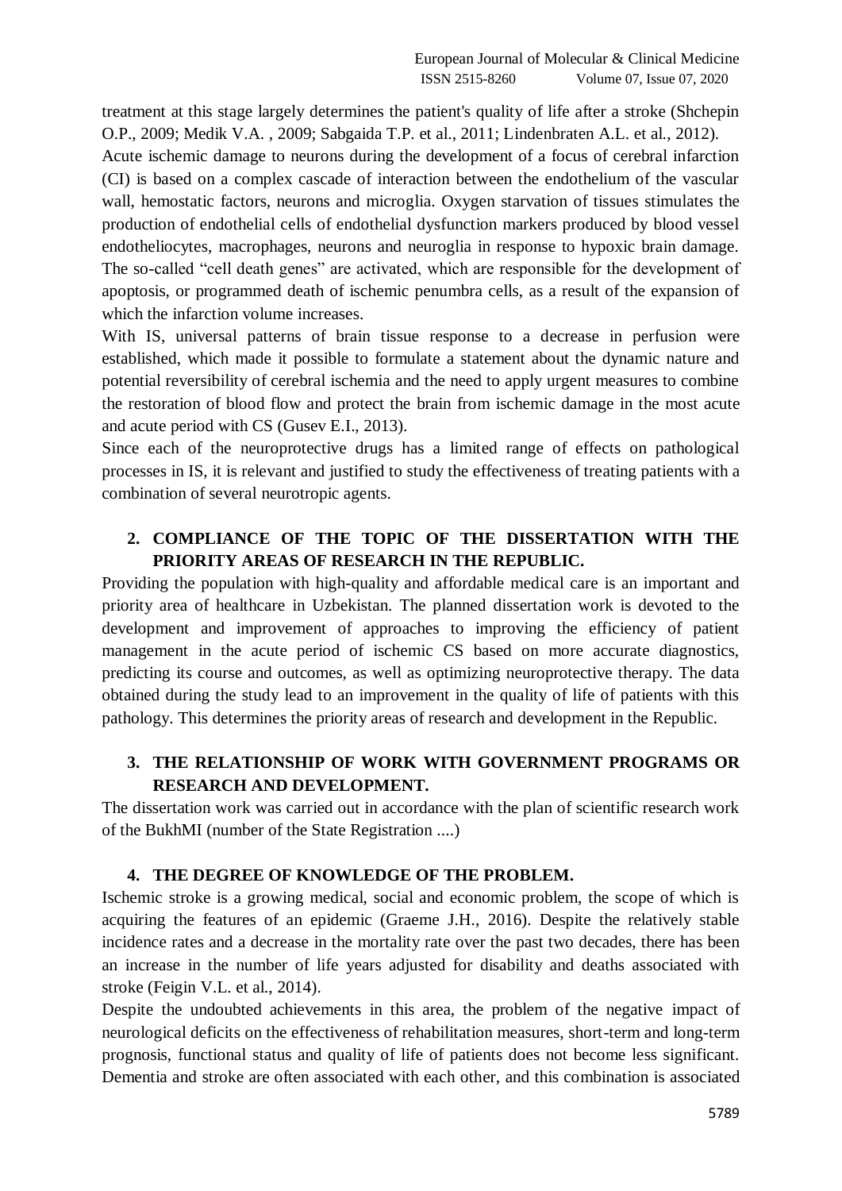treatment at this stage largely determines the patient's quality of life after a stroke (Shchepin O.P., 2009; Medik V.A. , 2009; Sabgaida T.P. et al., 2011; Lindenbraten A.L. et al., 2012).

Acute ischemic damage to neurons during the development of a focus of cerebral infarction (CI) is based on a complex cascade of interaction between the endothelium of the vascular wall, hemostatic factors, neurons and microglia. Oxygen starvation of tissues stimulates the production of endothelial cells of endothelial dysfunction markers produced by blood vessel endotheliocytes, macrophages, neurons and neuroglia in response to hypoxic brain damage. The so-called "cell death genes" are activated, which are responsible for the development of apoptosis, or programmed death of ischemic penumbra cells, as a result of the expansion of which the infarction volume increases.

With IS, universal patterns of brain tissue response to a decrease in perfusion were established, which made it possible to formulate a statement about the dynamic nature and potential reversibility of cerebral ischemia and the need to apply urgent measures to combine the restoration of blood flow and protect the brain from ischemic damage in the most acute and acute period with CS (Gusev E.I., 2013).

Since each of the neuroprotective drugs has a limited range of effects on pathological processes in IS, it is relevant and justified to study the effectiveness of treating patients with a combination of several neurotropic agents.

## 2. COMPLIANCE OF THE TOPIC OF THE DISSERTATION WITH THE PRIORITY AREAS OF RESEARCH IN THE REPUBLIC.

Providing the population with high-quality and affordable medical care is an important and priority area of healthcare in Uzbekistan. The planned dissertation work is devoted to the development and improvement of approaches to improving the efficiency of patient management in the acute period of ischemic CS based on more accurate diagnostics, predicting its course and outcomes, as well as optimizing neuroprotective therapy. The data obtained during the study lead to an improvement in the quality of life of patients with this pathology. This determines the priority areas of research and development in the Republic.

## 3. THE RELATIONSHIP OF WORK WITH GOVERNMENT PROGRAMS OR RESEARCH AND DEVELOPMENT.

The dissertation work was carried out in accordance with the plan of scientific research work of the BukhMI (number of the State Registration ....)

## 4. THE DEGREE OF KNOWLEDGE OF THE PROBLEM.

Ischemic stroke is a growing medical, social and economic problem, the scope of which is acquiring the features of an epidemic (Graeme J.H., 2016). Despite the relatively stable incidence rates and a decrease in the mortality rate over the past two decades, there has been an increase in the number of life years adjusted for disability and deaths associated with stroke (Feigin V.L. et al., 2014).

Despite the undoubted achievements in this area, the problem of the negative impact of neurological deficits on the effectiveness of rehabilitation measures, short-term and long-term prognosis, functional status and quality of life of patients does not become less significant. Dementia and stroke are often associated with each other, and this combination is associated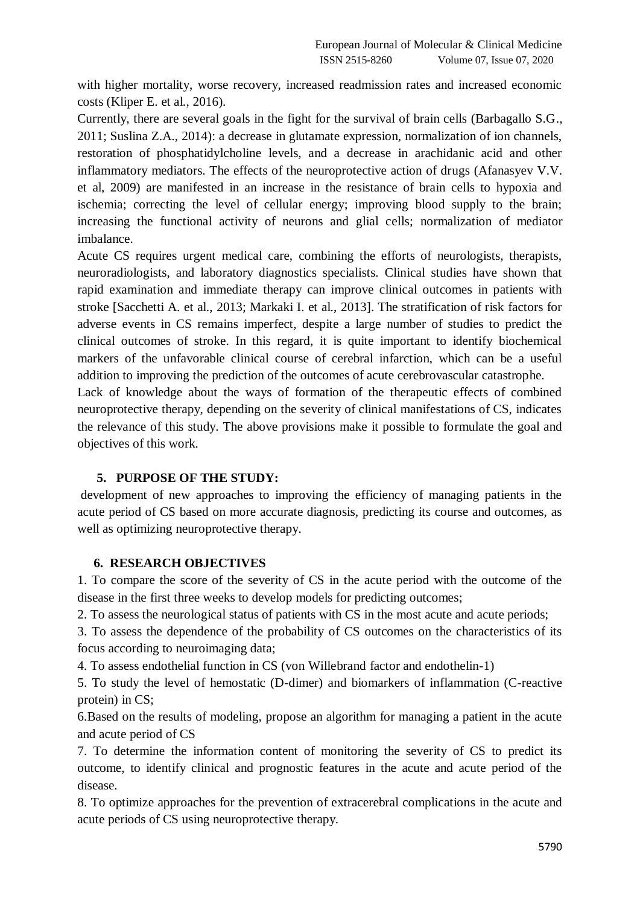with higher mortality, worse recovery, increased readmission rates and increased economic costs (Kliper E. et al., 2016).

Currently, there are several goals in the fight for the survival of brain cells (Barbagallo S.G., 2011; Suslina Z.A., 2014): a decrease in glutamate expression, normalization of ion channels, restoration of phosphatidylcholine levels, and a decrease in arachidanic acid and other inflammatory mediators. The effects of the neuroprotective action of drugs (Afanasyev V.V. et al, 2009) are manifested in an increase in the resistance of brain cells to hypoxia and ischemia; correcting the level of cellular energy; improving blood supply to the brain; increasing the functional activity of neurons and glial cells; normalization of mediator imbalance.

Acute CS requires urgent medical care, combining the efforts of neurologists, therapists, neuroradiologists, and laboratory diagnostics specialists. Clinical studies have shown that rapid examination and immediate therapy can improve clinical outcomes in patients with stroke [Sacchetti A. et al., 2013; Markaki I. et al., 2013]. The stratification of risk factors for adverse events in CS remains imperfect, despite a large number of studies to predict the clinical outcomes of stroke. In this regard, it is quite important to identify biochemical markers of the unfavorable clinical course of cerebral infarction, which can be a useful addition to improving the prediction of the outcomes of acute cerebrovascular catastrophe.

Lack of knowledge about the ways of formation of the therapeutic effects of combined neuroprotective therapy, depending on the severity of clinical manifestations of CS, indicates the relevance of this study. The above provisions make it possible to formulate the goal and objectives of this work.

## 5. PURPOSE OF THE STUDY:

development of new approaches to improving the efficiency of managing patients in the acute period of CS based on more accurate diagnosis, predicting its course and outcomes, as well as optimizing neuroprotective therapy.

## 6. RESEARCH OBJECTIVES

1. To compare the score of the severity of CS in the acute period with the outcome of the disease in the first three weeks to develop models for predicting outcomes;
2. To assess the neurological status of patients with CS in the most acute and acute periods;
3. To assess the dependence of the probability of CS outcomes on the characteristics of its focus according to neuroimaging data;
4. To assess endothelial function in CS (von Willebrand factor and endothelin-1)
5. To study the level of hemostatic (D-dimer) and biomarkers of inflammation (C-reactive protein) in CS;
6. Based on the results of modeling, propose an algorithm for managing a patient in the acute and acute period of CS
7. To determine the information content of monitoring the severity of CS to predict its outcome, to identify clinical and prognostic features in the acute and acute period of the disease.
8. To optimize approaches for the prevention of extracerebral complications in the acute and acute periods of CS using neuroprotective therapy.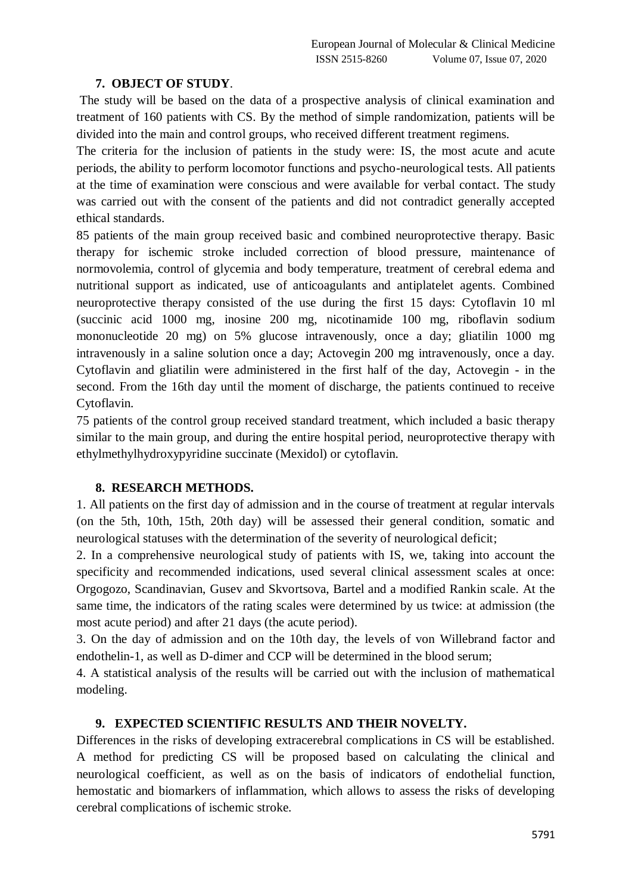## 7. OBJECT OF STUDY.

The study will be based on the data of a prospective analysis of clinical examination and treatment of 160 patients with CS. By the method of simple randomization, patients will be divided into the main and control groups, who received different treatment regimens.

The criteria for the inclusion of patients in the study were: IS, the most acute and acute periods, the ability to perform locomotor functions and psycho-neurological tests. All patients at the time of examination were conscious and were available for verbal contact. The study was carried out with the consent of the patients and did not contradict generally accepted ethical standards.

85 patients of the main group received basic and combined neuroprotective therapy. Basic therapy for ischemic stroke included correction of blood pressure, maintenance of normovolemia, control of glycemia and body temperature, treatment of cerebral edema and nutritional support as indicated, use of anticoagulants and antiplatelet agents. Combined neuroprotective therapy consisted of the use during the first 15 days: Cytoflavin 10 ml (succinic acid 1000 mg, inosine 200 mg, nicotinamide 100 mg, riboflavin sodium mononucleotide 20 mg) on 5% glucose intravenously, once a day; gliatilin 1000 mg intravenously in a saline solution once a day; Actovegin 200 mg intravenously, once a day. Cytoflavin and gliatilin were administered in the first half of the day, Actovegin - in the second. From the 16th day until the moment of discharge, the patients continued to receive Cytoflavin.

75 patients of the control group received standard treatment, which included a basic therapy similar to the main group, and during the entire hospital period, neuroprotective therapy with ethylmethylhydroxypyridine succinate (Mexidol) or cytoflavin.

## 8. RESEARCH METHODS.

1. All patients on the first day of admission and in the course of treatment at regular intervals (on the 5th, 10th, 15th, 20th day) will be assessed their general condition, somatic and neurological statuses with the determination of the severity of neurological deficit;
2. In a comprehensive neurological study of patients with IS, we, taking into account the specificity and recommended indications, used several clinical assessment scales at once: Orgogozo, Scandinavian, Gusev and Skvortsova, Bartel and a modified Rankin scale. At the same time, the indicators of the rating scales were determined by us twice: at admission (the most acute period) and after 21 days (the acute period).
3. On the day of admission and on the 10th day, the levels of von Willebrand factor and endothelin-1, as well as D-dimer and CCP will be determined in the blood serum;
4. A statistical analysis of the results will be carried out with the inclusion of mathematical modeling.

## 9. EXPECTED SCIENTIFIC RESULTS AND THEIR NOVELTY.

Differences in the risks of developing extracerebral complications in CS will be established. A method for predicting CS will be proposed based on calculating the clinical and neurological coefficient, as well as on the basis of indicators of endothelial function, hemostatic and biomarkers of inflammation, which allows to assess the risks of developing cerebral complications of ischemic stroke.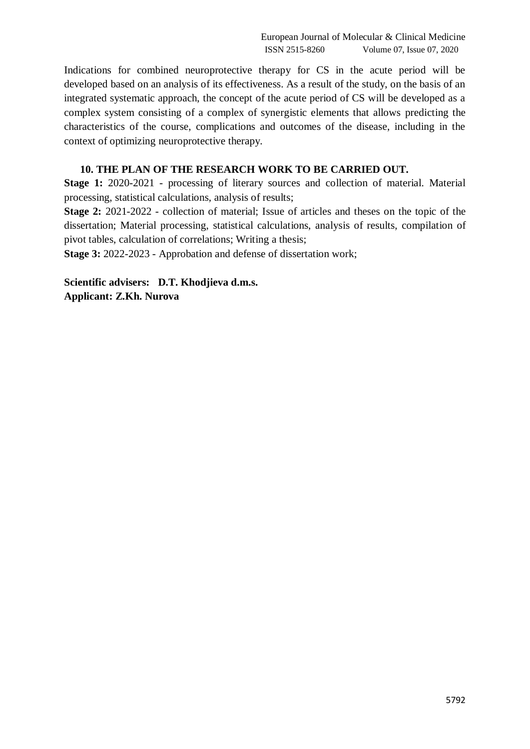Indications for combined neuroprotective therapy for CS in the acute period will be developed based on an analysis of its effectiveness. As a result of the study, on the basis of an integrated systematic approach, the concept of the acute period of CS will be developed as a complex system consisting of a complex of synergistic elements that allows predicting the characteristics of the course, complications and outcomes of the disease, including in the context of optimizing neuroprotective therapy.

## 10. THE PLAN OF THE RESEARCH WORK TO BE CARRIED OUT.

**Stage 1:** 2020-2021 - processing of literary sources and collection of material. Material processing, statistical calculations, analysis of results;

**Stage 2:** 2021-2022 - collection of material; Issue of articles and theses on the topic of the dissertation; Material processing, statistical calculations, analysis of results, compilation of pivot tables, calculation of correlations; Writing a thesis;

**Stage 3:** 2022-2023 - Approbation and defense of dissertation work;

**Scientific advisers: D.T. Khodjieva d.m.s.**
**Applicant: Z.Kh. Nurova**